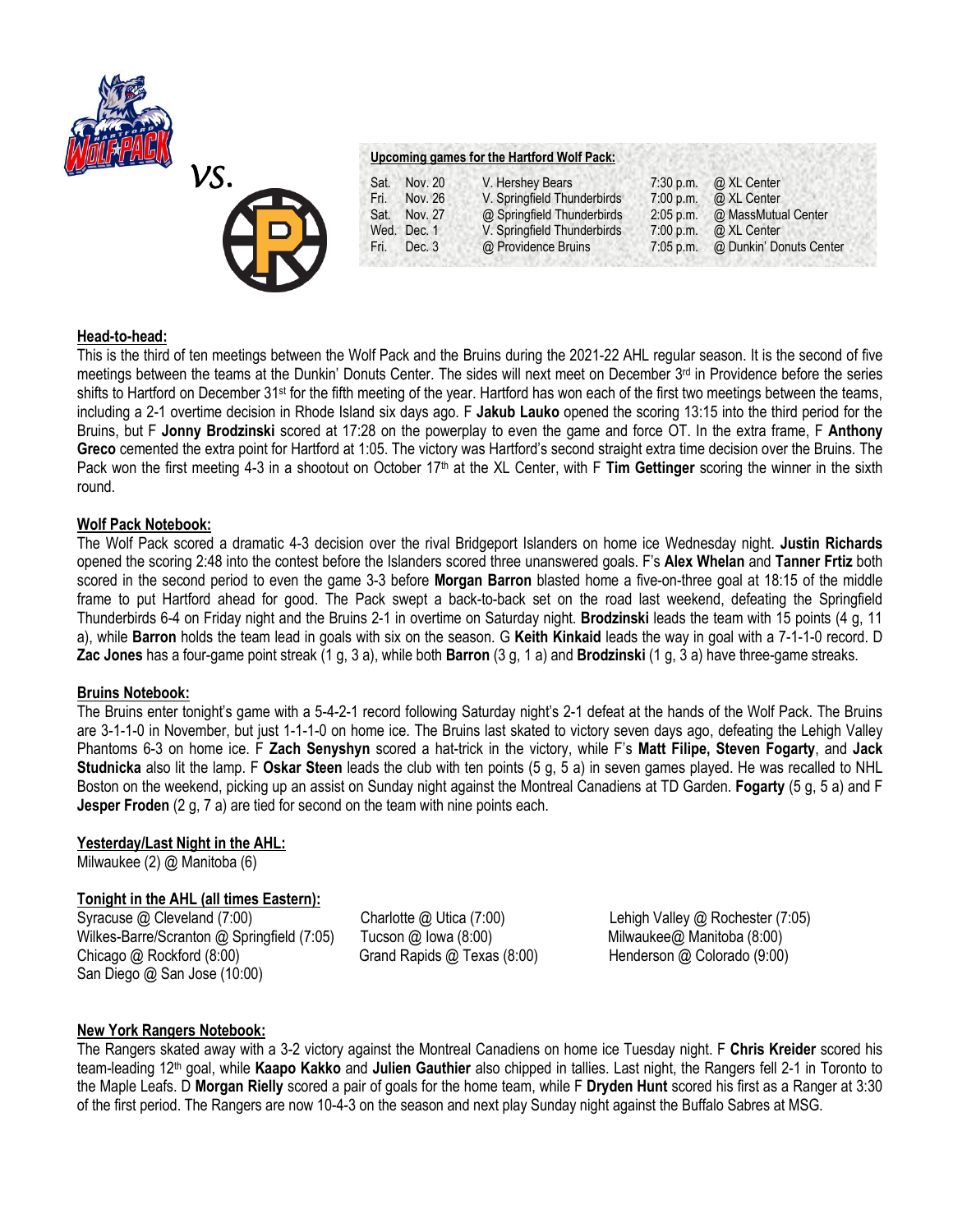vs.

**Upcoming games for the Hartford Wolf Pack:**

| | | | | |
|---|---|---|---|---|
| Sat. | Nov. 20 | V. Hershey Bears | 7:30 p.m. | @ XL Center |
| Fri. | Nov. 26 | V. Springfield Thunderbirds | 7:00 p.m. | @ XL Center |
| Sat. | Nov. 27 | @ Springfield Thunderbirds | 2:05 p.m. | @ MassMutual Center |
| Wed. | Dec. 1 | V. Springfield Thunderbirds | 7:00 p.m. | @ XL Center |
| Fri. | Dec. 3 | @ Providence Bruins | 7:05 p.m. | @ Dunkin' Donuts Center |

**Head-to-head:**

This is the third of ten meetings between the Wolf Pack and the Bruins during the 2021-22 AHL regular season. It is the second of five meetings between the teams at the Dunkin' Donuts Center. The sides will next meet on December 3rd in Providence before the series shifts to Hartford on December 31st for the fifth meeting of the year. Hartford has won each of the first two meetings between the teams, including a 2-1 overtime decision in Rhode Island six days ago. F **Jakub Lauko** opened the scoring 13:15 into the third period for the Bruins, but F **Jonny Brodzinski** scored at 17:28 on the powerplay to even the game and force OT. In the extra frame, F **Anthony Greco** cemented the extra point for Hartford at 1:05. The victory was Hartford's second straight extra time decision over the Bruins. The Pack won the first meeting 4-3 in a shootout on October 17th at the XL Center, with F **Tim Gettinger** scoring the winner in the sixth round.

**Wolf Pack Notebook:**

The Wolf Pack scored a dramatic 4-3 decision over the rival Bridgeport Islanders on home ice Wednesday night. **Justin Richards** opened the scoring 2:48 into the contest before the Islanders scored three unanswered goals. F's **Alex Whelan** and **Tanner Frtiz** both scored in the second period to even the game 3-3 before **Morgan Barron** blasted home a five-on-three goal at 18:15 of the middle frame to put Hartford ahead for good. The Pack swept a back-to-back set on the road last weekend, defeating the Springfield Thunderbirds 6-4 on Friday night and the Bruins 2-1 in overtime on Saturday night. **Brodzinski** leads the team with 15 points (4 g, 11 a), while **Barron** holds the team lead in goals with six on the season. G **Keith Kinkaid** leads the way in goal with a 7-1-1-0 record. D **Zac Jones** has a four-game point streak (1 g, 3 a), while both **Barron** (3 g, 1 a) and **Brodzinski** (1 g, 3 a) have three-game streaks.

**Bruins Notebook:**

The Bruins enter tonight's game with a 5-4-2-1 record following Saturday night's 2-1 defeat at the hands of the Wolf Pack. The Bruins are 3-1-1-0 in November, but just 1-1-1-0 on home ice. The Bruins last skated to victory seven days ago, defeating the Lehigh Valley Phantoms 6-3 on home ice. F **Zach Senyshyn** scored a hat-trick in the victory, while F's **Matt Filipe, Steven Fogarty**, and **Jack Studnicka** also lit the lamp. F **Oskar Steen** leads the club with ten points (5 g, 5 a) in seven games played. He was recalled to NHL Boston on the weekend, picking up an assist on Sunday night against the Montreal Canadiens at TD Garden. **Fogarty** (5 g, 5 a) and F **Jesper Froden** (2 g, 7 a) are tied for second on the team with nine points each.

**Yesterday/Last Night in the AHL:**

Milwaukee (2) @ Manitoba (6)

**Tonight in the AHL (all times Eastern):**

Syracuse @ Cleveland (7:00)
Wilkes-Barre/Scranton @ Springfield (7:05)
Chicago @ Rockford (8:00)
San Diego @ San Jose (10:00)
Charlotte @ Utica (7:00)
Tucson @ Iowa (8:00)
Grand Rapids @ Texas (8:00)
Lehigh Valley @ Rochester (7:05)
Milwaukee@ Manitoba (8:00)
Henderson @ Colorado (9:00)

**New York Rangers Notebook:**

The Rangers skated away with a 3-2 victory against the Montreal Canadiens on home ice Tuesday night. F **Chris Kreider** scored his team-leading 12th goal, while **Kaapo Kakko** and **Julien Gauthier** also chipped in tallies. Last night, the Rangers fell 2-1 in Toronto to the Maple Leafs. D **Morgan Rielly** scored a pair of goals for the home team, while F **Dryden Hunt** scored his first as a Ranger at 3:30 of the first period. The Rangers are now 10-4-3 on the season and next play Sunday night against the Buffalo Sabres at MSG.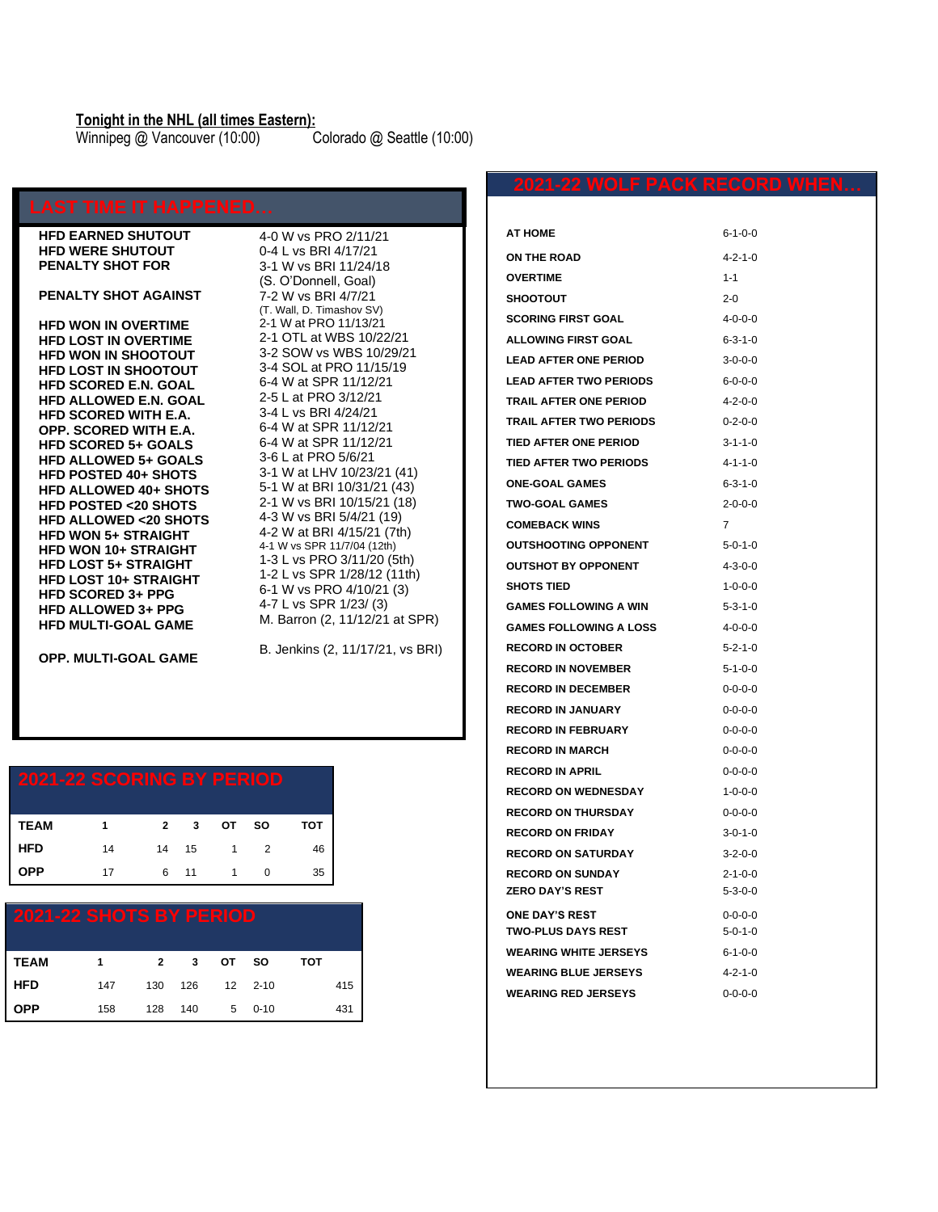**Tonight in the NHL (all times Eastern):**

Winnipeg @ Vancouver (10:00)    Colorado @ Seattle (10:00)

## LAST TIME IT HAPPENED…

| | |
|---|---|
| **HFD EARNED SHUTOUT** | 4-0 W vs PRO 2/11/21 |
| **HFD WERE SHUTOUT** | 0-4 L vs BRI 4/17/21 |
| **PENALTY SHOT FOR** | 3-1 W vs BRI 11/24/18 (S. O'Donnell, Goal) |
| **PENALTY SHOT AGAINST** | 7-2 W vs BRI 4/7/21 (T. Wall, D. Timashov SV) |
| **HFD WON IN OVERTIME** | 2-1 W at PRO 11/13/21 |
| **HFD LOST IN OVERTIME** | 2-1 OTL at WBS 10/22/21 |
| **HFD WON IN SHOOTOUT** | 3-2 SOW vs WBS 10/29/21 |
| **HFD LOST IN SHOOTOUT** | 3-4 SOL at PRO 11/15/19 |
| **HFD SCORED E.N. GOAL** | 6-4 W at SPR 11/12/21 |
| **HFD ALLOWED E.N. GOAL** | 2-5 L at PRO 3/12/21 |
| **HFD SCORED WITH E.A.** | 3-4 L vs BRI 4/24/21 |
| **OPP. SCORED WITH E.A.** | 6-4 W at SPR 11/12/21 |
| **HFD SCORED 5+ GOALS** | 6-4 W at SPR 11/12/21 |
| **HFD ALLOWED 5+ GOALS** | 3-6 L at PRO 5/6/21 |
| **HFD POSTED 40+ SHOTS** | 3-1 W at LHV 10/23/21 (41) |
| **HFD ALLOWED 40+ SHOTS** | 5-1 W at BRI 10/31/21 (43) |
| **HFD POSTED <20 SHOTS** | 2-1 W vs BRI 10/15/21 (18) |
| **HFD ALLOWED <20 SHOTS** | 4-3 W vs BRI 5/4/21 (19) |
| **HFD WON 5+ STRAIGHT** | 4-2 W at BRI 4/15/21 (7th) |
| **HFD WON 10+ STRAIGHT** | 4-1 W vs SPR 11/7/04 (12th) |
| **HFD LOST 5+ STRAIGHT** | 1-3 L vs PRO 3/11/20 (5th) |
| **HFD LOST 10+ STRAIGHT** | 1-2 L vs SPR 1/28/12 (11th) |
| **HFD SCORED 3+ PPG** | 6-1 W vs PRO 4/10/21 (3) |
| **HFD ALLOWED 3+ PPG** | 4-7 L vs SPR 1/23/ (3) |
| **HFD MULTI-GOAL GAME** | M. Barron (2, 11/12/21 at SPR) |
| **OPP. MULTI-GOAL GAME** | B. Jenkins (2, 11/17/21, vs BRI) |

## 2021-22 SCORING BY PERIOD

| TEAM | 1 | 2 | 3 | OT | SO | TOT |
|---|---|---|---|---|---|---|
| HFD | 14 | 14 | 15 | 1 | 2 | 46 |
| OPP | 17 | 6 | 11 | 1 | 0 | 35 |

## 2021-22 SHOTS BY PERIOD

| TEAM | 1 | 2 | 3 | OT | SO | TOT |
|---|---|---|---|---|---|---|
| HFD | 147 | 130 | 126 | 12 | 2-10 | 415 |
| OPP | 158 | 128 | 140 | 5 | 0-10 | 431 |

## 2021-22 WOLF PACK RECORD WHEN…

| | |
|---|---|
| **AT HOME** | 6-1-0-0 |
| **ON THE ROAD** | 4-2-1-0 |
| **OVERTIME** | 1-1 |
| **SHOOTOUT** | 2-0 |
| **SCORING FIRST GOAL** | 4-0-0-0 |
| **ALLOWING FIRST GOAL** | 6-3-1-0 |
| **LEAD AFTER ONE PERIOD** | 3-0-0-0 |
| **LEAD AFTER TWO PERIODS** | 6-0-0-0 |
| **TRAIL AFTER ONE PERIOD** | 4-2-0-0 |
| **TRAIL AFTER TWO PERIODS** | 0-2-0-0 |
| **TIED AFTER ONE PERIOD** | 3-1-1-0 |
| **TIED AFTER TWO PERIODS** | 4-1-1-0 |
| **ONE-GOAL GAMES** | 6-3-1-0 |
| **TWO-GOAL GAMES** | 2-0-0-0 |
| **COMEBACK WINS** | 7 |
| **OUTSHOOTING OPPONENT** | 5-0-1-0 |
| **OUTSHOT BY OPPONENT** | 4-3-0-0 |
| **SHOTS TIED** | 1-0-0-0 |
| **GAMES FOLLOWING A WIN** | 5-3-1-0 |
| **GAMES FOLLOWING A LOSS** | 4-0-0-0 |
| **RECORD IN OCTOBER** | 5-2-1-0 |
| **RECORD IN NOVEMBER** | 5-1-0-0 |
| **RECORD IN DECEMBER** | 0-0-0-0 |
| **RECORD IN JANUARY** | 0-0-0-0 |
| **RECORD IN FEBRUARY** | 0-0-0-0 |
| **RECORD IN MARCH** | 0-0-0-0 |
| **RECORD IN APRIL** | 0-0-0-0 |
| **RECORD ON WEDNESDAY** | 1-0-0-0 |
| **RECORD ON THURSDAY** | 0-0-0-0 |
| **RECORD ON FRIDAY** | 3-0-1-0 |
| **RECORD ON SATURDAY** | 3-2-0-0 |
| **RECORD ON SUNDAY** | 2-1-0-0 |
| **ZERO DAY'S REST** | 5-3-0-0 |
| **ONE DAY'S REST** | 0-0-0-0 |
| **TWO-PLUS DAYS REST** | 5-0-1-0 |
| **WEARING WHITE JERSEYS** | 6-1-0-0 |
| **WEARING BLUE JERSEYS** | 4-2-1-0 |
| **WEARING RED JERSEYS** | 0-0-0-0 |